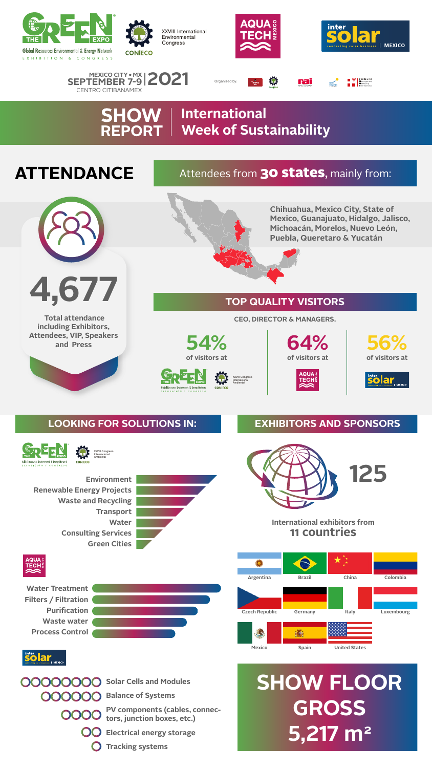THE GREEN EXPO
Global Resources Environmental & Energy Network
EXHIBITION & CONGRESS

CONIECO
XXVIII International Environmental Congress

AQUA TECH MEXICO

inter solar
connecting solar business | MEXICO

MEXICO CITY • MX
SEPTEMBER 7-9 | 2021
CENTRO CITIBANAMEX

Organized by:

# SHOW REPORT | International Week of Sustainability

## ATTENDANCE

Attendees from **30 states**, mainly from:

**Chihuahua, Mexico City, State of Mexico, Guanajuato, Hidalgo, Jalisco, Michoacán, Morelos, Nuevo León, Puebla, Queretaro & Yucatán**

# 4,677

**Total attendance including Exhibitors, Attendees, VIP, Speakers and Press**

## TOP QUALITY VISITORS

**CEO, DIRECTOR & MANAGERS.**

| 54% of visitors at | 64% of visitors at | 56% of visitors at |
|---|---|---|
| THE GREEN EXPO / CONIECO XXVIII Congreso Internacional Ambiental | AQUA TECH MEXICO | inter solar MEXICO |

## LOOKING FOR SOLUTIONS IN:

**THE GREEN EXPO / CONIECO XXVIII Congreso Internacional Ambiental**

- Environment
- Renewable Energy Projects
- Waste and Recycling
- Transport
- Water
- Consulting Services
- Green Cities

**AQUA TECH MEXICO**

- Water Treatment
- Filters / Filtration
- Purification
- Waste water
- Process Control

**inter solar MEXICO**

- Solar Cells and Modules
- Balance of Systems
- PV components (cables, connectors, junction boxes, etc.)
- Electrical energy storage
- Tracking systems

## EXHIBITORS AND SPONSORS

# 125

International exhibitors from **11 countries**

- Argentina
- Brazil
- China
- Colombia
- Czech Republic
- Germany
- Italy
- Luxembourg
- Mexico
- Spain
- United States

# SHOW FLOOR GROSS 5,217 m²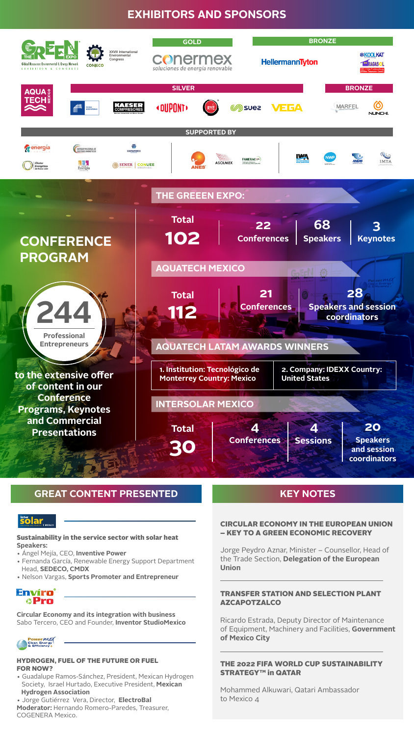# EXHIBITORS AND SPONSORS

THE GREEEN EXPO — Global Resources Environmental & Energy Network — EXHIBITION & CONGRESS

CONIECO — XXVIII International Environmental Congress

**GOLD**

conermex — soluciones de energía renovable

**BRONZE**

HellermannTyton

KOOLKAT

RAGASOL

AQUA TECH MEXICO

**SILVER**

KAESER COMPRESORES

DUPONT

RYE

suez

VEGA

**BRONZE**

MARFEL

NUNCHI

**SUPPORTED BY**

energía

Cluster Energético

Energía

COPARMEX

SENER | CONUEE

ANES

ASOLMEX

FAMERAC

IWA

NWP

ANEAS

IMTA

## CONFERENCE PROGRAM

**244** Professional Entrepreneurs

to the extensive offer of content in our Conference Programs, Keynotes and Commercial Presentations

### THE GREEEN EXPO:

| Total | Conferences | Speakers | Keynotes |
|---|---|---|---|
| 102 | 22 | 68 | 3 |

### AQUATECH MEXICO

| Total | Conferences | Speakers and session coordinators |
|---|---|---|
| 112 | 21 | 28 |

### AQUATECH LATAM AWARDS WINNERS

1. Institution: Tecnológico de Monterrey Country: Mexico
2. Company: IDEXX Country: United States

### INTERSOLAR MEXICO

| Total | Conferences | Sessions | Speakers and session coordinators |
|---|---|---|---|
| 30 | 4 | 4 | 20 |

## GREAT CONTENT PRESENTED

intersolar MEXICO

**Sustainability in the service sector with solar heat**
**Speakers:**
- Ángel Mejía, CEO, **Inventive Power**
- Fernanda García, Renewable Energy Support Department Head, **SEDECO, CMDX**
- Nelson Vargas, **Sports Promoter and Entrepreneur**

EnviroPro

**Circular Economy and its integration with business**
Sabo Tercero, CEO and Founder, **Inventor StudioMexico**

Powermex Clean Energy & Efficiency

**HYDROGEN, FUEL OF THE FUTURE OR FUEL FOR NOW?**
- Guadalupe Ramos-Sánchez, President, Mexican Hydrogen Society, Israel Hurtado, Executive President, **Mexican Hydrogen Association**
- Jorge Gutiérrez Vera, Director, **ElectroBal**

**Moderator:** Hernando Romero-Paredes, Treasurer, COGENERA Mexico.

## KEY NOTES

**CIRCULAR ECONOMY IN THE EUROPEAN UNION – KEY TO A GREEN ECONOMIC RECOVERY**

Jorge Peydro Aznar, Minister – Counsellor, Head of the Trade Section, **Delegation of the European Union**

**TRANSFER STATION AND SELECTION PLANT AZCAPOTZALCO**

Ricardo Estrada, Deputy Director of Maintenance of Equipment, Machinery and Facilities, **Government of Mexico City**

**THE 2022 FIFA WORLD CUP SUSTAINABILITY STRATEGY™ in QATAR**

Mohammed Alkuwari, Qatari Ambassador to Mexico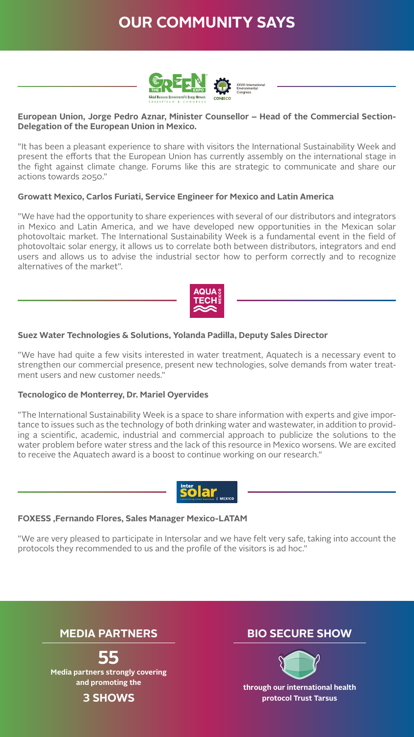# OUR COMMUNITY SAYS

THE GREEN EXPO
Global Resources Environmental & Energy Network
EXHIBITION & CONGRESS

CONIECO
XXVIII International Environmental Congress

**European Union, Jorge Pedro Aznar, Minister Counsellor – Head of the Commercial Section-Delegation of the European Union in Mexico.**

"It has been a pleasant experience to share with visitors the International Sustainability Week and present the efforts that the European Union has currently assembly on the international stage in the fight against climate change. Forums like this are strategic to communicate and share our actions towards 2050."

**Growatt Mexico, Carlos Furiati, Service Engineer for Mexico and Latin America**

"We have had the opportunity to share experiences with several of our distributors and integrators in Mexico and Latin America, and we have developed new opportunities in the Mexican solar photovoltaic market. The International Sustainability Week is a fundamental event in the field of photovoltaic solar energy, it allows us to correlate both between distributors, integrators and end users and allows us to advise the industrial sector how to perform correctly and to recognize alternatives of the market".

AQUA TECH MEXICO

**Suez Water Technologies & Solutions, Yolanda Padilla, Deputy Sales Director**

"We have had quite a few visits interested in water treatment, Aquatech is a necessary event to strengthen our commercial presence, present new technologies, solve demands from water treatment users and new customer needs."

**Tecnologico de Monterrey, Dr. Mariel Oyervides**

"The International Sustainability Week is a space to share information with experts and give importance to issues such as the technology of both drinking water and wastewater, in addition to providing a scientific, academic, industrial and commercial approach to publicize the solutions to the water problem before water stress and the lack of this resource in Mexico worsens. We are excited to receive the Aquatech award is a boost to continue working on our research."

intersolar | MEXICO

**FOXESS ,Fernando Flores, Sales Manager Mexico-LATAM**

"We are very pleased to participate in Intersolar and we have felt very safe, taking into account the protocols they recommended to us and the profile of the visitors is ad hoc."

## MEDIA PARTNERS

**55**

**Media partners strongly covering and promoting the**

**3 SHOWS**

## BIO SECURE SHOW

**through our international health protocol Trust Tarsus**